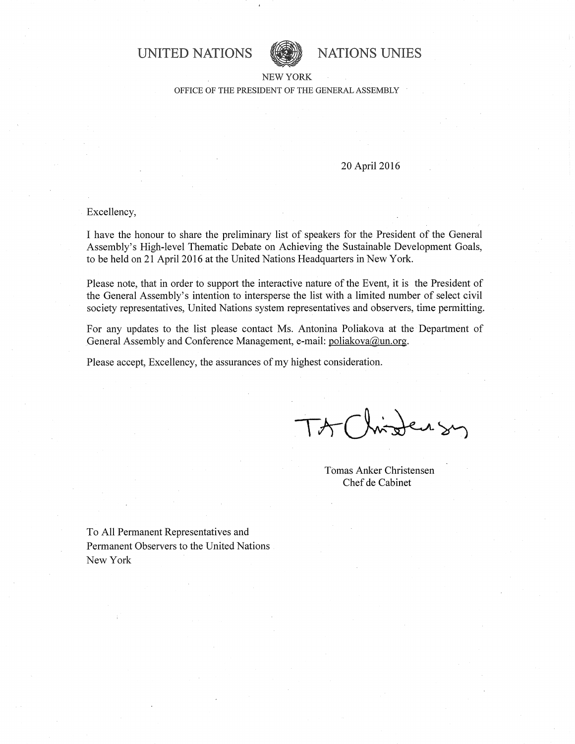UNITED NATIONS NATIONS UNIES

NEW YORK

OFFICE OF THE PRESIDENT OF THE GENERAL ASSEMBLY

20 April 2016

Excellency,

I have the honour to share the preliminary list of speakers for the President of the General Assembly's High-level Thematic Debate on Achieving the Sustainable Development Goals, to be held on 21 April 2016 at the United Nations Headquarters in New York.

Please note, that in order to support the interactive nature of the Event, it is the President of the General Assembly's intention to intersperse the list with a limited number of select civil society representatives, United Nations system representatives and observers, time permitting.

For any updates to the list please contact Ms. Antonina Poliakova at the Department of General Assembly and Conference Management, e-mail: poliakova@un.org.

Please accept, Excellency, the assurances of my highest consideration.

Tomas Anker Christensen
Chef de Cabinet

To All Permanent Representatives and
Permanent Observers to the United Nations
New York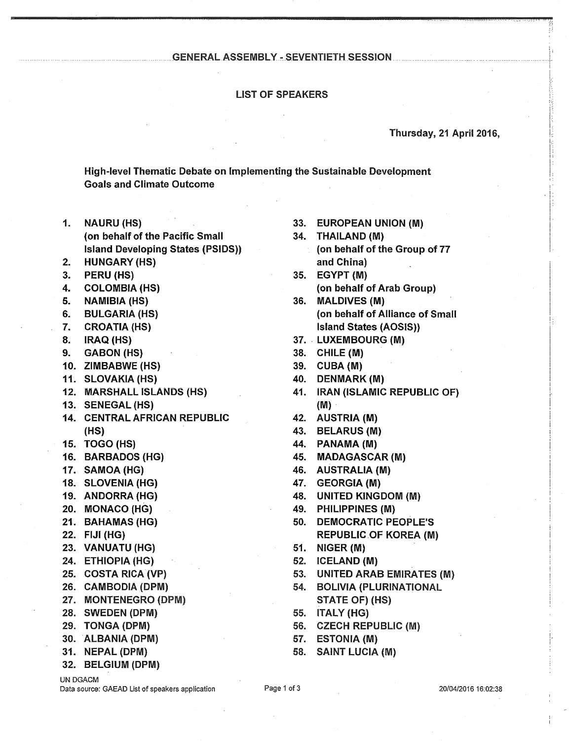GENERAL ASSEMBLY - SEVENTIETH SESSION

# LIST OF SPEAKERS

**Thursday, 21 April 2016,**

**High-level Thematic Debate on Implementing the Sustainable Development Goals and Climate Outcome**

1. **NAURU (HS)**
   **(on behalf of the Pacific Small Island Developing States (PSIDS))**
2. **HUNGARY (HS)**
3. **PERU (HS)**
4. **COLOMBIA (HS)**
5. **NAMIBIA (HS)**
6. **BULGARIA (HS)**
7. **CROATIA (HS)**
8. **IRAQ (HS)**
9. **GABON (HS)**
10. **ZIMBABWE (HS)**
11. **SLOVAKIA (HS)**
12. **MARSHALL ISLANDS (HS)**
13. **SENEGAL (HS)**
14. **CENTRAL AFRICAN REPUBLIC (HS)**
15. **TOGO (HS)**
16. **BARBADOS (HG)**
17. **SAMOA (HG)**
18. **SLOVENIA (HG)**
19. **ANDORRA (HG)**
20. **MONACO (HG)**
21. **BAHAMAS (HG)**
22. **FIJI (HG)**
23. **VANUATU (HG)**
24. **ETHIOPIA (HG)**
25. **COSTA RICA (VP)**
26. **CAMBODIA (DPM)**
27. **MONTENEGRO (DPM)**
28. **SWEDEN (DPM)**
29. **TONGA (DPM)**
30. **ALBANIA (DPM)**
31. **NEPAL (DPM)**
32. **BELGIUM (DPM)**
33. **EUROPEAN UNION (M)**
34. **THAILAND (M)**
    **(on behalf of the Group of 77 and China)**
35. **EGYPT (M)**
    **(on behalf of Arab Group)**
36. **MALDIVES (M)**
    **(on behalf of Alliance of Small Island States (AOSIS))**
37. **LUXEMBOURG (M)**
38. **CHILE (M)**
39. **CUBA (M)**
40. **DENMARK (M)**
41. **IRAN (ISLAMIC REPUBLIC OF) (M)**
42. **AUSTRIA (M)**
43. **BELARUS (M)**
44. **PANAMA (M)**
45. **MADAGASCAR (M)**
46. **AUSTRALIA (M)**
47. **GEORGIA (M)**
48. **UNITED KINGDOM (M)**
49. **PHILIPPINES (M)**
50. **DEMOCRATIC PEOPLE'S REPUBLIC OF KOREA (M)**
51. **NIGER (M)**
52. **ICELAND (M)**
53. **UNITED ARAB EMIRATES (M)**
54. **BOLIVIA (PLURINATIONAL STATE OF) (HS)**
55. **ITALY (HG)**
56. **CZECH REPUBLIC (M)**
57. **ESTONIA (M)**
58. **SAINT LUCIA (M)**

UN DGACM
Data source: GAEAD List of speakers application

20/04/2016 16:02:38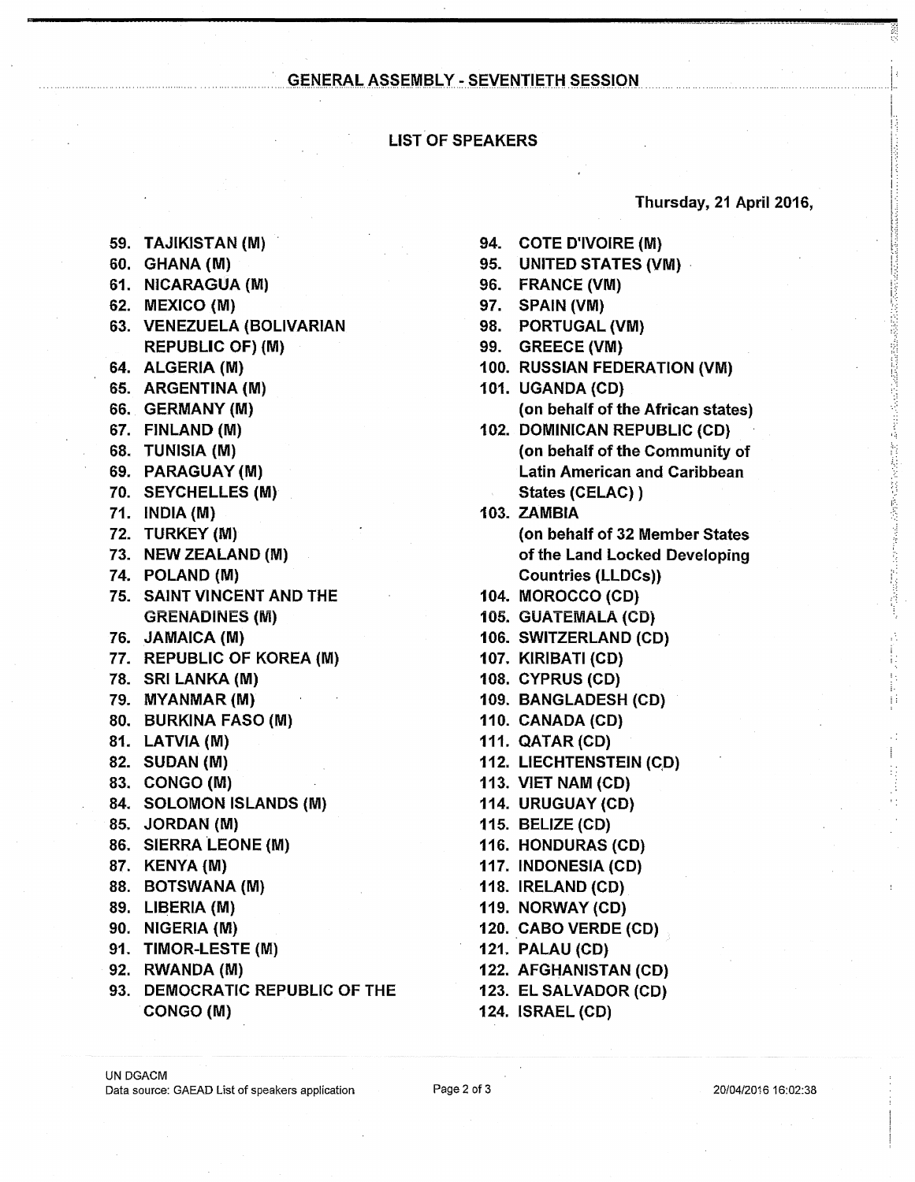## GENERAL ASSEMBLY - SEVENTIETH SESSION

### LIST OF SPEAKERS

**Thursday, 21 April 2016,**

59. TAJIKISTAN (M)
60. GHANA (M)
61. NICARAGUA (M)
62. MEXICO (M)
63. VENEZUELA (BOLIVARIAN REPUBLIC OF) (M)
64. ALGERIA (M)
65. ARGENTINA (M)
66. GERMANY (M)
67. FINLAND (M)
68. TUNISIA (M)
69. PARAGUAY (M)
70. SEYCHELLES (M)
71. INDIA (M)
72. TURKEY (M)
73. NEW ZEALAND (M)
74. POLAND (M)
75. SAINT VINCENT AND THE GRENADINES (M)
76. JAMAICA (M)
77. REPUBLIC OF KOREA (M)
78. SRI LANKA (M)
79. MYANMAR (M)
80. BURKINA FASO (M)
81. LATVIA (M)
82. SUDAN (M)
83. CONGO (M)
84. SOLOMON ISLANDS (M)
85. JORDAN (M)
86. SIERRA LEONE (M)
87. KENYA (M)
88. BOTSWANA (M)
89. LIBERIA (M)
90. NIGERIA (M)
91. TIMOR-LESTE (M)
92. RWANDA (M)
93. DEMOCRATIC REPUBLIC OF THE CONGO (M)
94. COTE D'IVOIRE (M)
95. UNITED STATES (VM)
96. FRANCE (VM)
97. SPAIN (VM)
98. PORTUGAL (VM)
99. GREECE (VM)
100. RUSSIAN FEDERATION (VM)
101. UGANDA (CD)
     (on behalf of the African states)
102. DOMINICAN REPUBLIC (CD)
     (on behalf of the Community of Latin American and Caribbean States (CELAC) )
103. ZAMBIA
     (on behalf of 32 Member States of the Land Locked Developing Countries (LLDCs))
104. MOROCCO (CD)
105. GUATEMALA (CD)
106. SWITZERLAND (CD)
107. KIRIBATI (CD)
108. CYPRUS (CD)
109. BANGLADESH (CD)
110. CANADA (CD)
111. QATAR (CD)
112. LIECHTENSTEIN (CD)
113. VIET NAM (CD)
114. URUGUAY (CD)
115. BELIZE (CD)
116. HONDURAS (CD)
117. INDONESIA (CD)
118. IRELAND (CD)
119. NORWAY (CD)
120. CABO VERDE (CD)
121. PALAU (CD)
122. AFGHANISTAN (CD)
123. EL SALVADOR (CD)
124. ISRAEL (CD)

UN DGACM
Data source: GAEAD List of speakers application

20/04/2016 16:02:38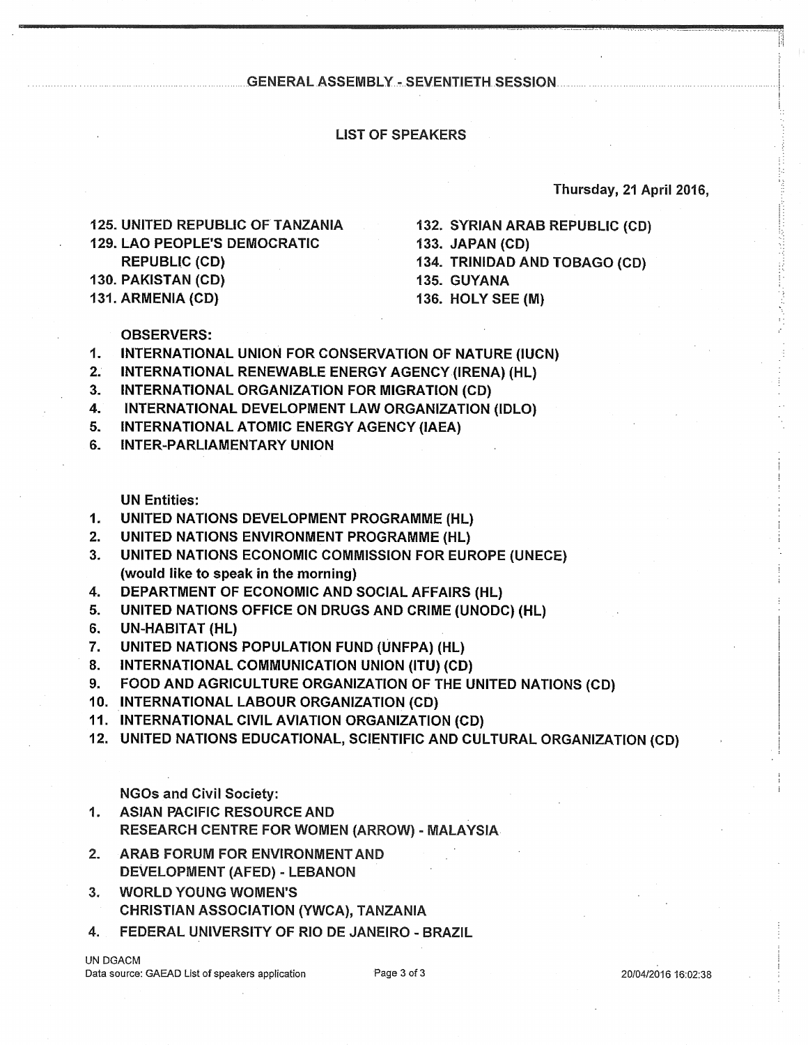## GENERAL ASSEMBLY - SEVENTIETH SESSION

### LIST OF SPEAKERS

**Thursday, 21 April 2016,**

125. UNITED REPUBLIC OF TANZANIA
129. LAO PEOPLE'S DEMOCRATIC REPUBLIC (CD)
130. PAKISTAN (CD)
131. ARMENIA (CD)
132. SYRIAN ARAB REPUBLIC (CD)
133. JAPAN (CD)
134. TRINIDAD AND TOBAGO (CD)
135. GUYANA
136. HOLY SEE (M)

**OBSERVERS:**

1. INTERNATIONAL UNION FOR CONSERVATION OF NATURE (IUCN)
2. INTERNATIONAL RENEWABLE ENERGY AGENCY (IRENA) (HL)
3. INTERNATIONAL ORGANIZATION FOR MIGRATION (CD)
4. INTERNATIONAL DEVELOPMENT LAW ORGANIZATION (IDLO)
5. INTERNATIONAL ATOMIC ENERGY AGENCY (IAEA)
6. INTER-PARLIAMENTARY UNION

**UN Entities:**

1. UNITED NATIONS DEVELOPMENT PROGRAMME (HL)
2. UNITED NATIONS ENVIRONMENT PROGRAMME (HL)
3. UNITED NATIONS ECONOMIC COMMISSION FOR EUROPE (UNECE) (would like to speak in the morning)
4. DEPARTMENT OF ECONOMIC AND SOCIAL AFFAIRS (HL)
5. UNITED NATIONS OFFICE ON DRUGS AND CRIME (UNODC) (HL)
6. UN-HABITAT (HL)
7. UNITED NATIONS POPULATION FUND (UNFPA) (HL)
8. INTERNATIONAL COMMUNICATION UNION (ITU) (CD)
9. FOOD AND AGRICULTURE ORGANIZATION OF THE UNITED NATIONS (CD)
10. INTERNATIONAL LABOUR ORGANIZATION (CD)
11. INTERNATIONAL CIVIL AVIATION ORGANIZATION (CD)
12. UNITED NATIONS EDUCATIONAL, SCIENTIFIC AND CULTURAL ORGANIZATION (CD)

**NGOs and Civil Society:**

1. ASIAN PACIFIC RESOURCE AND RESEARCH CENTRE FOR WOMEN (ARROW) - MALAYSIA
2. ARAB FORUM FOR ENVIRONMENT AND DEVELOPMENT (AFED) - LEBANON
3. WORLD YOUNG WOMEN'S CHRISTIAN ASSOCIATION (YWCA), TANZANIA
4. FEDERAL UNIVERSITY OF RIO DE JANEIRO - BRAZIL

UN DGACM
Data source: GAEAD List of speakers application

20/04/2016 16:02:38